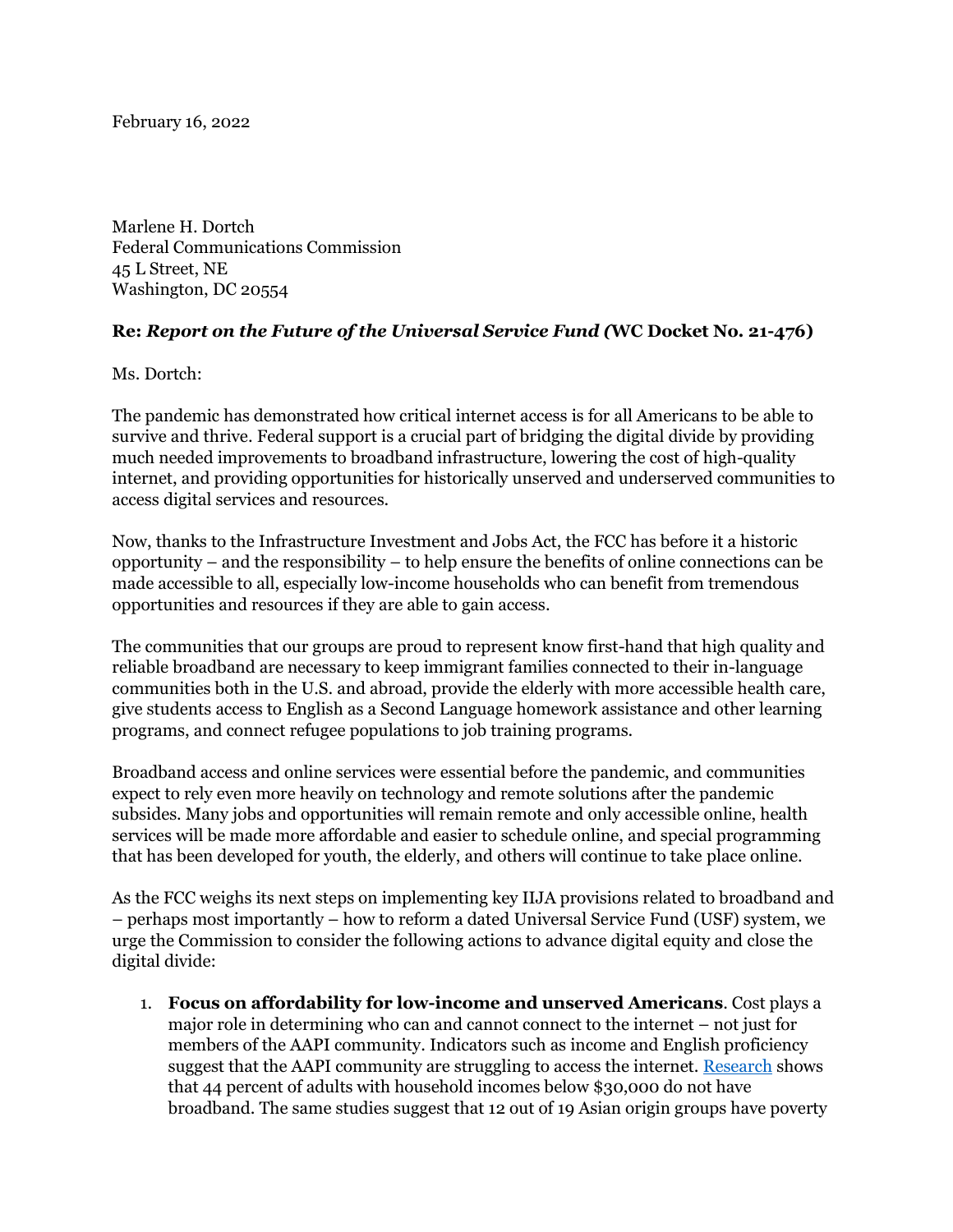February 16, 2022

Marlene H. Dortch
Federal Communications Commission
45 L Street, NE
Washington, DC 20554

**Re:** ***Report on the Future of the Universal Service Fund (*****WC Docket No. 21-476)**

Ms. Dortch:

The pandemic has demonstrated how critical internet access is for all Americans to be able to survive and thrive. Federal support is a crucial part of bridging the digital divide by providing much needed improvements to broadband infrastructure, lowering the cost of high-quality internet, and providing opportunities for historically unserved and underserved communities to access digital services and resources.

Now, thanks to the Infrastructure Investment and Jobs Act, the FCC has before it a historic opportunity – and the responsibility – to help ensure the benefits of online connections can be made accessible to all, especially low-income households who can benefit from tremendous opportunities and resources if they are able to gain access.

The communities that our groups are proud to represent know first-hand that high quality and reliable broadband are necessary to keep immigrant families connected to their in-language communities both in the U.S. and abroad, provide the elderly with more accessible health care, give students access to English as a Second Language homework assistance and other learning programs, and connect refugee populations to job training programs.

Broadband access and online services were essential before the pandemic, and communities expect to rely even more heavily on technology and remote solutions after the pandemic subsides. Many jobs and opportunities will remain remote and only accessible online, health services will be made more affordable and easier to schedule online, and special programming that has been developed for youth, the elderly, and others will continue to take place online.

As the FCC weighs its next steps on implementing key IIJA provisions related to broadband and – perhaps most importantly – how to reform a dated Universal Service Fund (USF) system, we urge the Commission to consider the following actions to advance digital equity and close the digital divide:

1. **Focus on affordability for low-income and unserved Americans**. Cost plays a major role in determining who can and cannot connect to the internet – not just for members of the AAPI community. Indicators such as income and English proficiency suggest that the AAPI community are struggling to access the internet. Research shows that 44 percent of adults with household incomes below $30,000 do not have broadband. The same studies suggest that 12 out of 19 Asian origin groups have poverty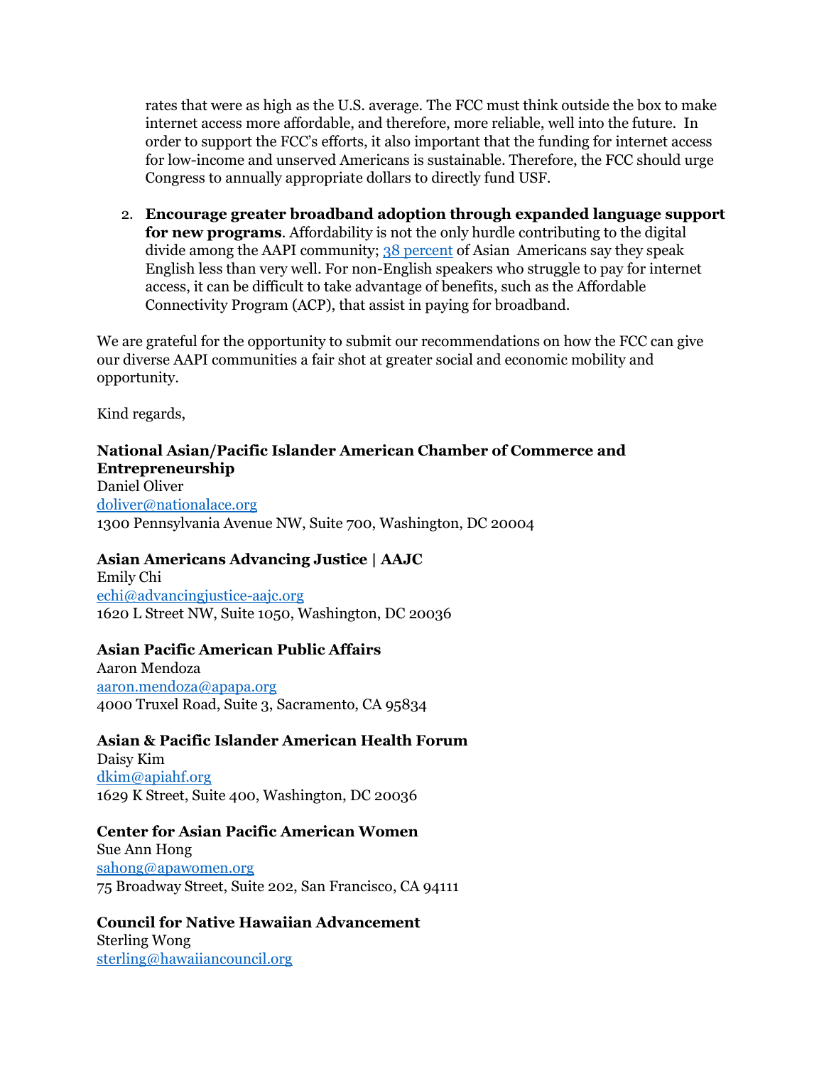rates that were as high as the U.S. average. The FCC must think outside the box to make internet access more affordable, and therefore, more reliable, well into the future. In order to support the FCC's efforts, it also important that the funding for internet access for low-income and unserved Americans is sustainable. Therefore, the FCC should urge Congress to annually appropriate dollars to directly fund USF.

2. **Encourage greater broadband adoption through expanded language support for new programs**. Affordability is not the only hurdle contributing to the digital divide among the AAPI community; 38 percent of Asian Americans say they speak English less than very well. For non-English speakers who struggle to pay for internet access, it can be difficult to take advantage of benefits, such as the Affordable Connectivity Program (ACP), that assist in paying for broadband.

We are grateful for the opportunity to submit our recommendations on how the FCC can give our diverse AAPI communities a fair shot at greater social and economic mobility and opportunity.

Kind regards,

**National Asian/Pacific Islander American Chamber of Commerce and Entrepreneurship**
Daniel Oliver
doliver@nationalace.org
1300 Pennsylvania Avenue NW, Suite 700, Washington, DC 20004

**Asian Americans Advancing Justice | AAJC**
Emily Chi
echi@advancingjustice-aajc.org
1620 L Street NW, Suite 1050, Washington, DC 20036

**Asian Pacific American Public Affairs**
Aaron Mendoza
aaron.mendoza@apapa.org
4000 Truxel Road, Suite 3, Sacramento, CA 95834

**Asian & Pacific Islander American Health Forum**
Daisy Kim
dkim@apiahf.org
1629 K Street, Suite 400, Washington, DC 20036

**Center for Asian Pacific American Women**
Sue Ann Hong
sahong@apawomen.org
75 Broadway Street, Suite 202, San Francisco, CA 94111

**Council for Native Hawaiian Advancement**
Sterling Wong
sterling@hawaiiancouncil.org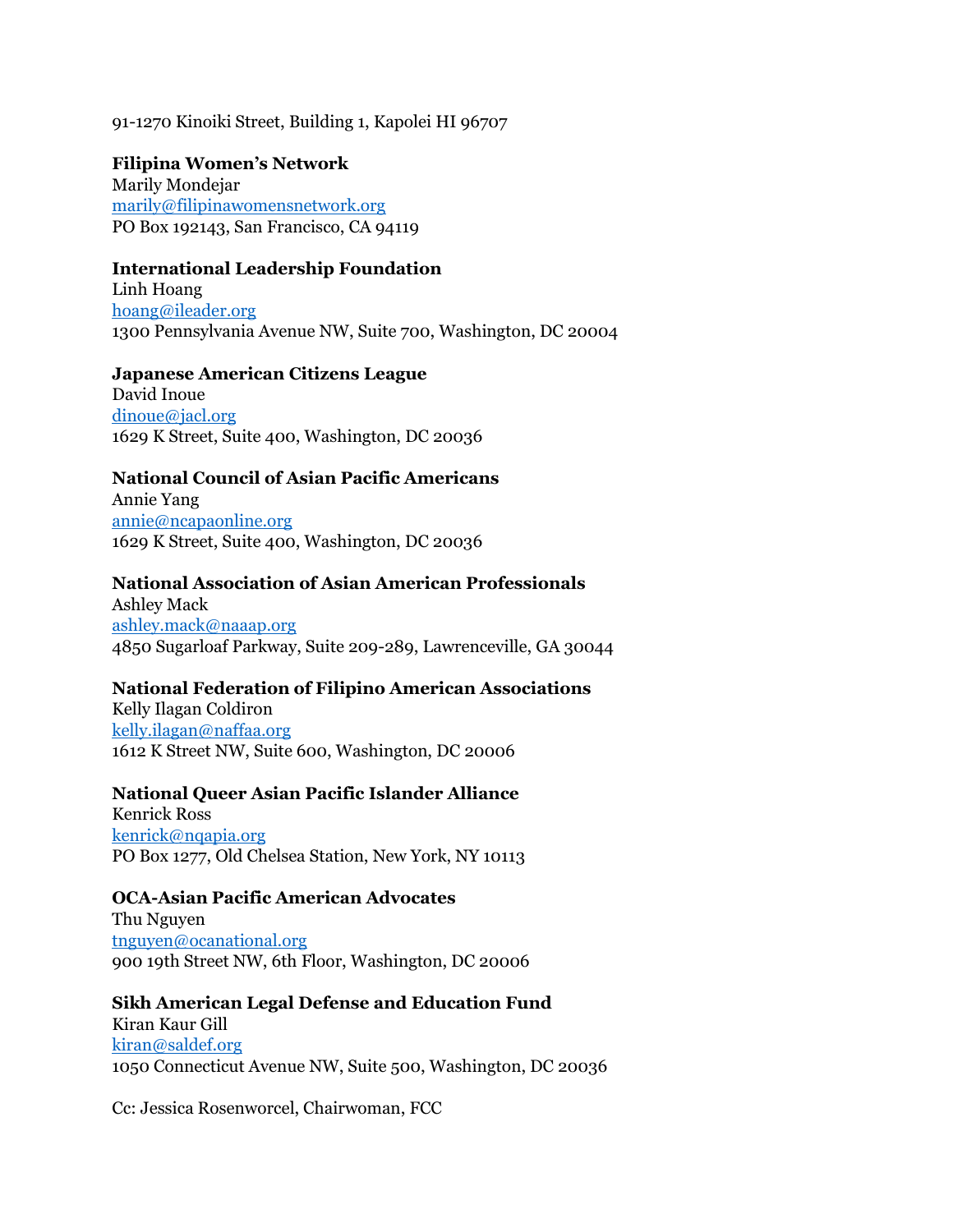91-1270 Kinoiki Street, Building 1, Kapolei HI 96707

**Filipina Women's Network**
Marily Mondejar
marily@filipinawomensnetwork.org
PO Box 192143, San Francisco, CA 94119

**International Leadership Foundation**
Linh Hoang
hoang@ileader.org
1300 Pennsylvania Avenue NW, Suite 700, Washington, DC 20004

**Japanese American Citizens League**
David Inoue
dinoue@jacl.org
1629 K Street, Suite 400, Washington, DC 20036

**National Council of Asian Pacific Americans**
Annie Yang
annie@ncapaonline.org
1629 K Street, Suite 400, Washington, DC 20036

**National Association of Asian American Professionals**
Ashley Mack
ashley.mack@naaap.org
4850 Sugarloaf Parkway, Suite 209-289, Lawrenceville, GA 30044

**National Federation of Filipino American Associations**
Kelly Ilagan Coldiron
kelly.ilagan@naffaa.org
1612 K Street NW, Suite 600, Washington, DC 20006

**National Queer Asian Pacific Islander Alliance**
Kenrick Ross
kenrick@nqapia.org
PO Box 1277, Old Chelsea Station, New York, NY 10113

**OCA-Asian Pacific American Advocates**
Thu Nguyen
tnguyen@ocanational.org
900 19th Street NW, 6th Floor, Washington, DC 20006

**Sikh American Legal Defense and Education Fund**
Kiran Kaur Gill
kiran@saldef.org
1050 Connecticut Avenue NW, Suite 500, Washington, DC 20036

Cc: Jessica Rosenworcel, Chairwoman, FCC